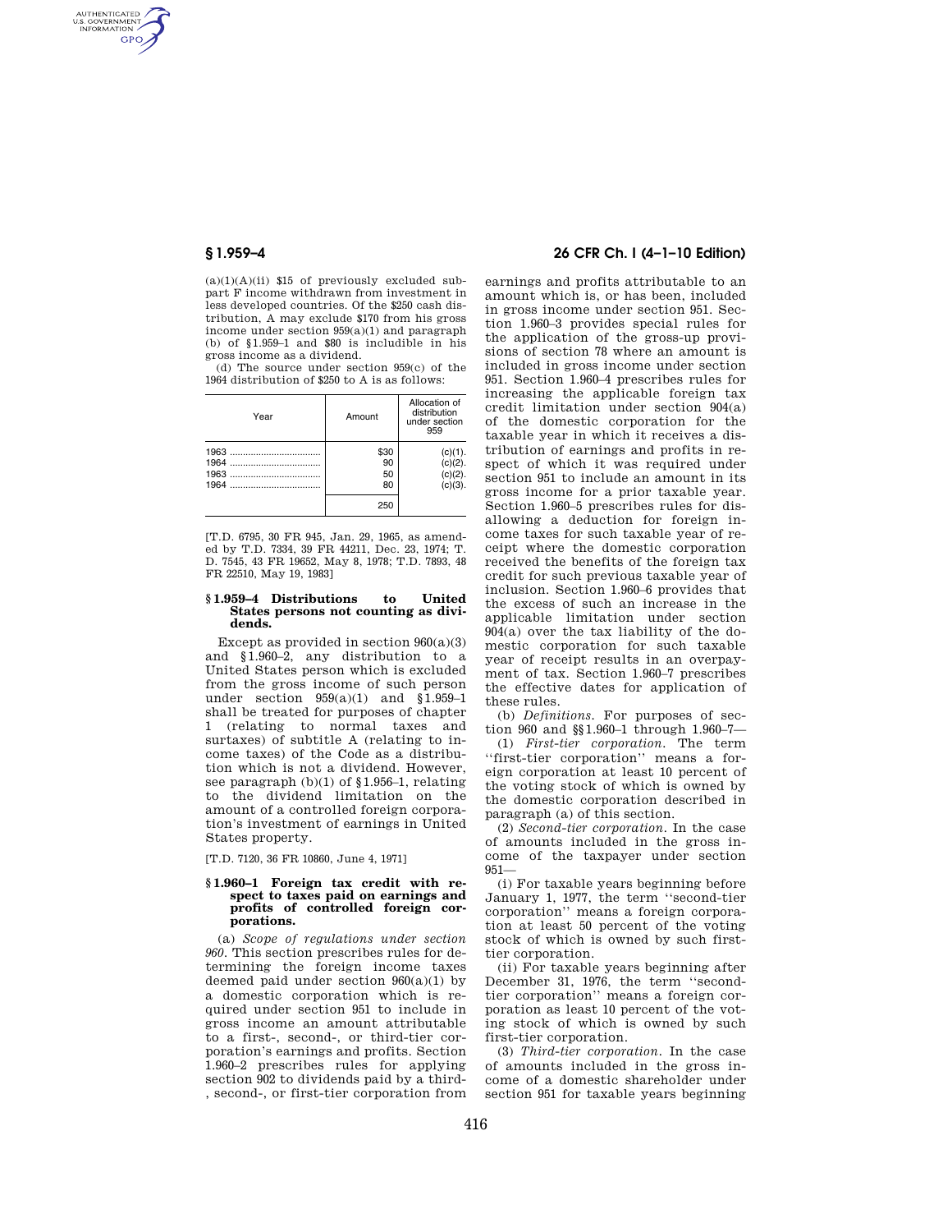(a)(1)(A)(ii) $15 of previously excluded subpart F income withdrawn from investment in less developed countries. Of the $250 cash distribution, A may exclude $170 from his gross income under section 959(a)(1) and paragraph (b) of §1.959–1 and $80 is includible in his gross income as a dividend.

(d) The source under section 959(c) of the 1964 distribution of $250 to A is as follows:

| Year | Amount | Allocation of distribution under section 959 |
|---|---|---|
| 1963 | $30 | (c)(1). |
| 1964 | 90 | (c)(2). |
| 1963 | 50 | (c)(2). |
| 1964 | 80 | (c)(3). |
| | 250 | |

[T.D. 6795, 30 FR 945, Jan. 29, 1965, as amended by T.D. 7334, 39 FR 44211, Dec. 23, 1974; T. D. 7545, 43 FR 19652, May 8, 1978; T.D. 7893, 48 FR 22510, May 19, 1983]

## §1.959–4 Distributions to United States persons not counting as dividends.

Except as provided in section 960(a)(3) and §1.960–2, any distribution to a United States person which is excluded from the gross income of such person under section 959(a)(1) and §1.959–1 shall be treated for purposes of chapter 1 (relating to normal taxes and surtaxes) of subtitle A (relating to income taxes) of the Code as a distribution which is not a dividend. However, see paragraph (b)(1) of §1.956–1, relating to the dividend limitation on the amount of a controlled foreign corporation's investment of earnings in United States property.

[T.D. 7120, 36 FR 10860, June 4, 1971]

## §1.960–1 Foreign tax credit with respect to taxes paid on earnings and profits of controlled foreign corporations.

(a) *Scope of regulations under section 960.* This section prescribes rules for determining the foreign income taxes deemed paid under section 960(a)(1) by a domestic corporation which is required under section 951 to include in gross income an amount attributable to a first-, second-, or third-tier corporation's earnings and profits. Section 1.960–2 prescribes rules for applying section 902 to dividends paid by a third-, second-, or first-tier corporation from earnings and profits attributable to an amount which is, or has been, included in gross income under section 951. Section 1.960–3 provides special rules for the application of the gross-up provisions of section 78 where an amount is included in gross income under section 951. Section 1.960–4 prescribes rules for increasing the applicable foreign tax credit limitation under section 904(a) of the domestic corporation for the taxable year in which it receives a distribution of earnings and profits in respect of which it was required under section 951 to include an amount in its gross income for a prior taxable year. Section 1.960–5 prescribes rules for disallowing a deduction for foreign income taxes for such taxable year of receipt where the domestic corporation received the benefits of the foreign tax credit for such previous taxable year of inclusion. Section 1.960–6 provides that the excess of such an increase in the applicable limitation under section 904(a) over the tax liability of the domestic corporation for such taxable year of receipt results in an overpayment of tax. Section 1.960–7 prescribes the effective dates for application of these rules.

(b) *Definitions.* For purposes of section 960 and §§1.960–1 through 1.960–7—

(1) *First-tier corporation.* The term ''first-tier corporation'' means a foreign corporation at least 10 percent of the voting stock of which is owned by the domestic corporation described in paragraph (a) of this section.

(2) *Second-tier corporation.* In the case of amounts included in the gross income of the taxpayer under section 951—

(i) For taxable years beginning before January 1, 1977, the term ''second-tier corporation'' means a foreign corporation at least 50 percent of the voting stock of which is owned by such first-tier corporation.

(ii) For taxable years beginning after December 31, 1976, the term ''second-tier corporation'' means a foreign corporation as least 10 percent of the voting stock of which is owned by such first-tier corporation.

(3) *Third-tier corporation.* In the case of amounts included in the gross income of a domestic shareholder under section 951 for taxable years beginning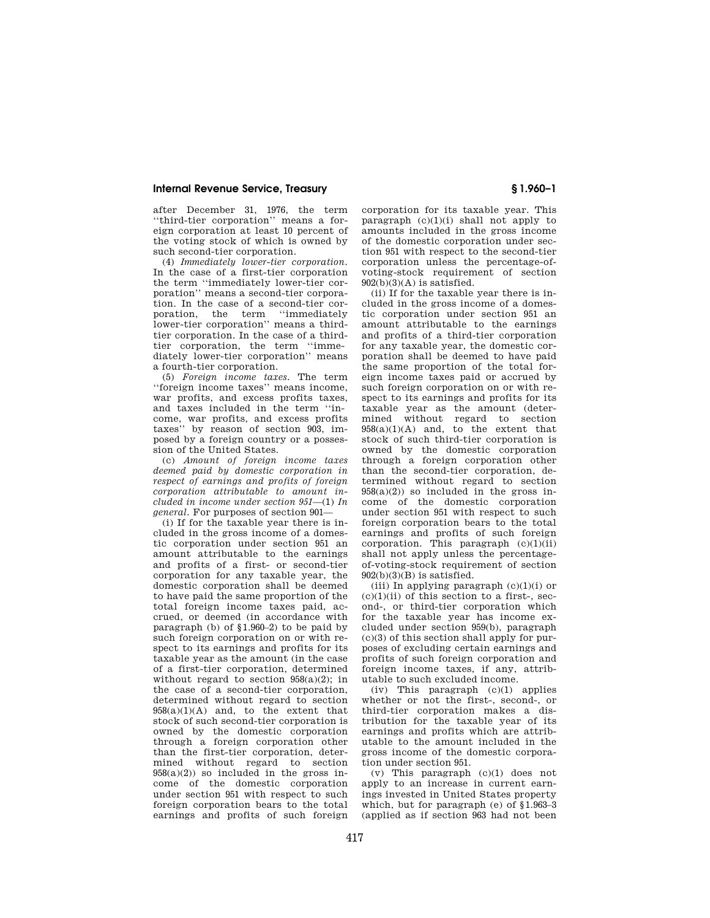after December 31, 1976, the term ''third-tier corporation'' means a foreign corporation at least 10 percent of the voting stock of which is owned by such second-tier corporation.

(4) *Immediately lower-tier corporation.* In the case of a first-tier corporation the term ''immediately lower-tier corporation'' means a second-tier corporation. In the case of a second-tier corporation, the term ''immediately lower-tier corporation'' means a third-tier corporation. In the case of a third-tier corporation, the term ''immediately lower-tier corporation'' means a fourth-tier corporation.

(5) *Foreign income taxes.* The term ''foreign income taxes'' means income, war profits, and excess profits taxes, and taxes included in the term ''income, war profits, and excess profits taxes'' by reason of section 903, imposed by a foreign country or a possession of the United States.

(c) *Amount of foreign income taxes deemed paid by domestic corporation in respect of earnings and profits of foreign corporation attributable to amount included in income under section 951*—(1) *In general.* For purposes of section 901—

(i) If for the taxable year there is included in the gross income of a domestic corporation under section 951 an amount attributable to the earnings and profits of a first- or second-tier corporation for any taxable year, the domestic corporation shall be deemed to have paid the same proportion of the total foreign income taxes paid, accrued, or deemed (in accordance with paragraph (b) of §1.960–2) to be paid by such foreign corporation on or with respect to its earnings and profits for its taxable year as the amount (in the case of a first-tier corporation, determined without regard to section 958(a)(2); in the case of a second-tier corporation, determined without regard to section 958(a)(1)(A) and, to the extent that stock of such second-tier corporation is owned by the domestic corporation through a foreign corporation other than the first-tier corporation, determined without regard to section 958(a)(2)) so included in the gross income of the domestic corporation under section 951 with respect to such foreign corporation bears to the total earnings and profits of such foreign corporation for its taxable year. This paragraph (c)(1)(i) shall not apply to amounts included in the gross income of the domestic corporation under section 951 with respect to the second-tier corporation unless the percentage-of-voting-stock requirement of section 902(b)(3)(A) is satisfied.

(ii) If for the taxable year there is included in the gross income of a domestic corporation under section 951 an amount attributable to the earnings and profits of a third-tier corporation for any taxable year, the domestic corporation shall be deemed to have paid the same proportion of the total foreign income taxes paid or accrued by such foreign corporation on or with respect to its earnings and profits for its taxable year as the amount (determined without regard to section 958(a)(1)(A) and, to the extent that stock of such third-tier corporation is owned by the domestic corporation through a foreign corporation other than the second-tier corporation, determined without regard to section 958(a)(2)) so included in the gross income of the domestic corporation under section 951 with respect to such foreign corporation bears to the total earnings and profits of such foreign corporation. This paragraph (c)(1)(ii) shall not apply unless the percentage-of-voting-stock requirement of section 902(b)(3)(B) is satisfied.

(iii) In applying paragraph (c)(1)(i) or (c)(1)(ii) of this section to a first-, second-, or third-tier corporation which for the taxable year has income excluded under section 959(b), paragraph (c)(3) of this section shall apply for purposes of excluding certain earnings and profits of such foreign corporation and foreign income taxes, if any, attributable to such excluded income.

(iv) This paragraph (c)(1) applies whether or not the first-, second-, or third-tier corporation makes a distribution for the taxable year of its earnings and profits which are attributable to the amount included in the gross income of the domestic corporation under section 951.

(v) This paragraph (c)(1) does not apply to an increase in current earnings invested in United States property which, but for paragraph (e) of §1.963–3 (applied as if section 963 had not been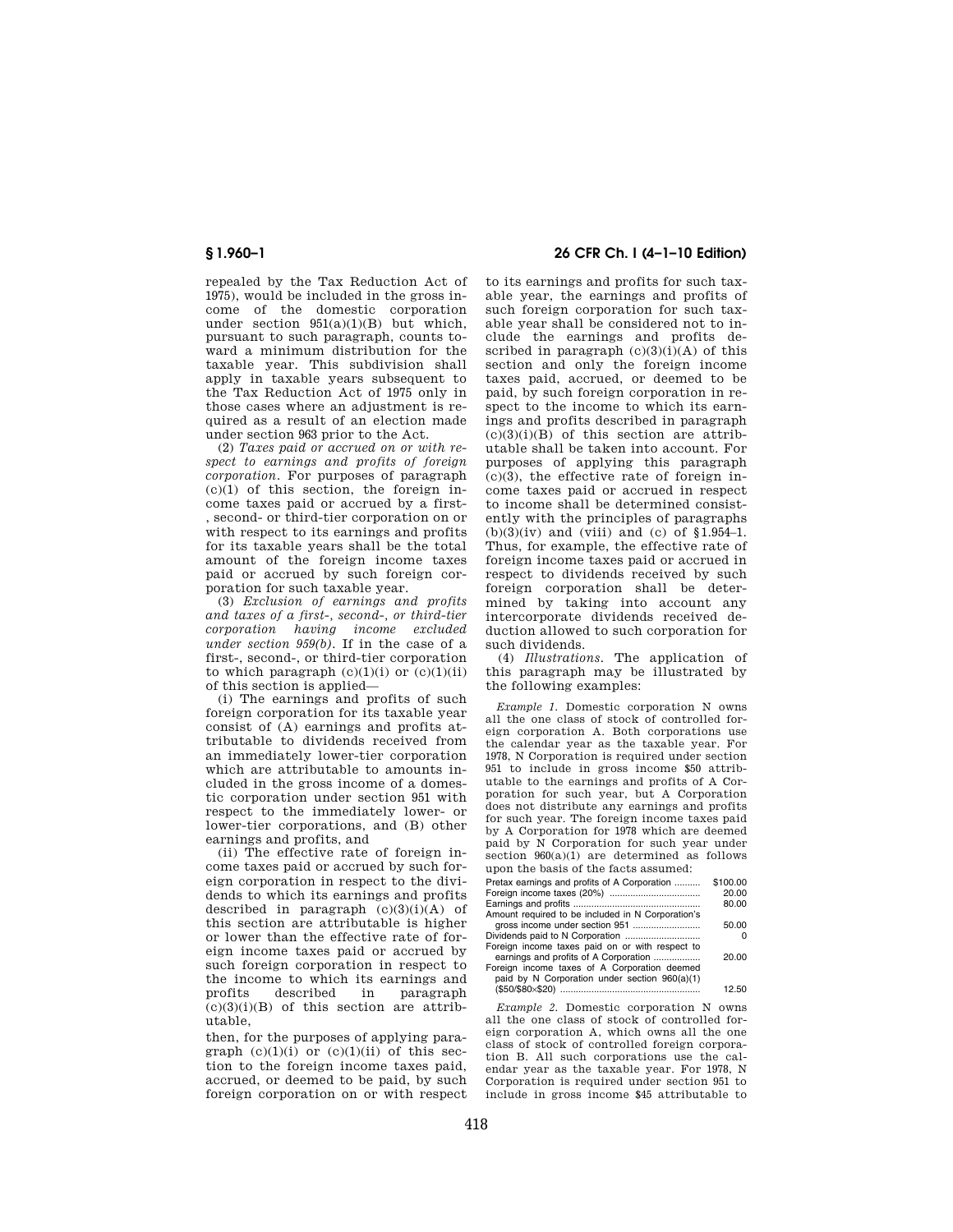repealed by the Tax Reduction Act of 1975), would be included in the gross income of the domestic corporation under section 951(a)(1)(B) but which, pursuant to such paragraph, counts toward a minimum distribution for the taxable year. This subdivision shall apply in taxable years subsequent to the Tax Reduction Act of 1975 only in those cases where an adjustment is required as a result of an election made under section 963 prior to the Act.

(2) *Taxes paid or accrued on or with respect to earnings and profits of foreign corporation.* For purposes of paragraph (c)(1) of this section, the foreign income taxes paid or accrued by a first-, second- or third-tier corporation on or with respect to its earnings and profits for its taxable years shall be the total amount of the foreign income taxes paid or accrued by such foreign corporation for such taxable year.

(3) *Exclusion of earnings and profits and taxes of a first-, second-, or third-tier corporation having income excluded under section 959(b).* If in the case of a first-, second-, or third-tier corporation to which paragraph (c)(1)(i) or (c)(1)(ii) of this section is applied—

(i) The earnings and profits of such foreign corporation for its taxable year consist of (A) earnings and profits attributable to dividends received from an immediately lower-tier corporation which are attributable to amounts included in the gross income of a domestic corporation under section 951 with respect to the immediately lower- or lower-tier corporations, and (B) other earnings and profits, and

(ii) The effective rate of foreign income taxes paid or accrued by such foreign corporation in respect to the dividends to which its earnings and profits described in paragraph (c)(3)(i)(A) of this section are attributable is higher or lower than the effective rate of foreign income taxes paid or accrued by such foreign corporation in respect to the income to which its earnings and profits described in paragraph (c)(3)(i)(B) of this section are attributable,

then, for the purposes of applying paragraph (c)(1)(i) or (c)(1)(ii) of this section to the foreign income taxes paid, accrued, or deemed to be paid, by such foreign corporation on or with respect to its earnings and profits for such taxable year, the earnings and profits of such foreign corporation for such taxable year shall be considered not to include the earnings and profits described in paragraph (c)(3)(i)(A) of this section and only the foreign income taxes paid, accrued, or deemed to be paid, by such foreign corporation in respect to the income to which its earnings and profits described in paragraph (c)(3)(i)(B) of this section are attributable shall be taken into account. For purposes of applying this paragraph (c)(3), the effective rate of foreign income taxes paid or accrued in respect to income shall be determined consistently with the principles of paragraphs (b)(3)(iv) and (viii) and (c) of §1.954–1. Thus, for example, the effective rate of foreign income taxes paid or accrued in respect to dividends received by such foreign corporation shall be determined by taking into account any intercorporate dividends received deduction allowed to such corporation for such dividends.

(4) *Illustrations.* The application of this paragraph may be illustrated by the following examples:

*Example 1.* Domestic corporation N owns all the one class of stock of controlled foreign corporation A. Both corporations use the calendar year as the taxable year. For 1978, N Corporation is required under section 951 to include in gross income $50 attributable to the earnings and profits of A Corporation for such year, but A Corporation does not distribute any earnings and profits for such year. The foreign income taxes paid by A Corporation for 1978 which are deemed paid by N Corporation for such year under section 960(a)(1) are determined as follows upon the basis of the facts assumed:

| | |
|---|---|
| Pretax earnings and profits of A Corporation | $100.00 |
| Foreign income taxes (20%) | 20.00 |
| Earnings and profits | 80.00 |
| Amount required to be included in N Corporation's gross income under section 951 | 50.00 |
| Dividends paid to N Corporation | 0 |
| Foreign income taxes paid on or with respect to earnings and profits of A Corporation | 20.00 |
| Foreign income taxes of A Corporation deemed paid by N Corporation under section 960(a)(1) ($50/$80×$20) | 12.50 |

*Example 2.* Domestic corporation N owns all the one class of stock of controlled foreign corporation A, which owns all the one class of stock of controlled foreign corporation B. All such corporations use the calendar year as the taxable year. For 1978, N Corporation is required under section 951 to include in gross income $45 attributable to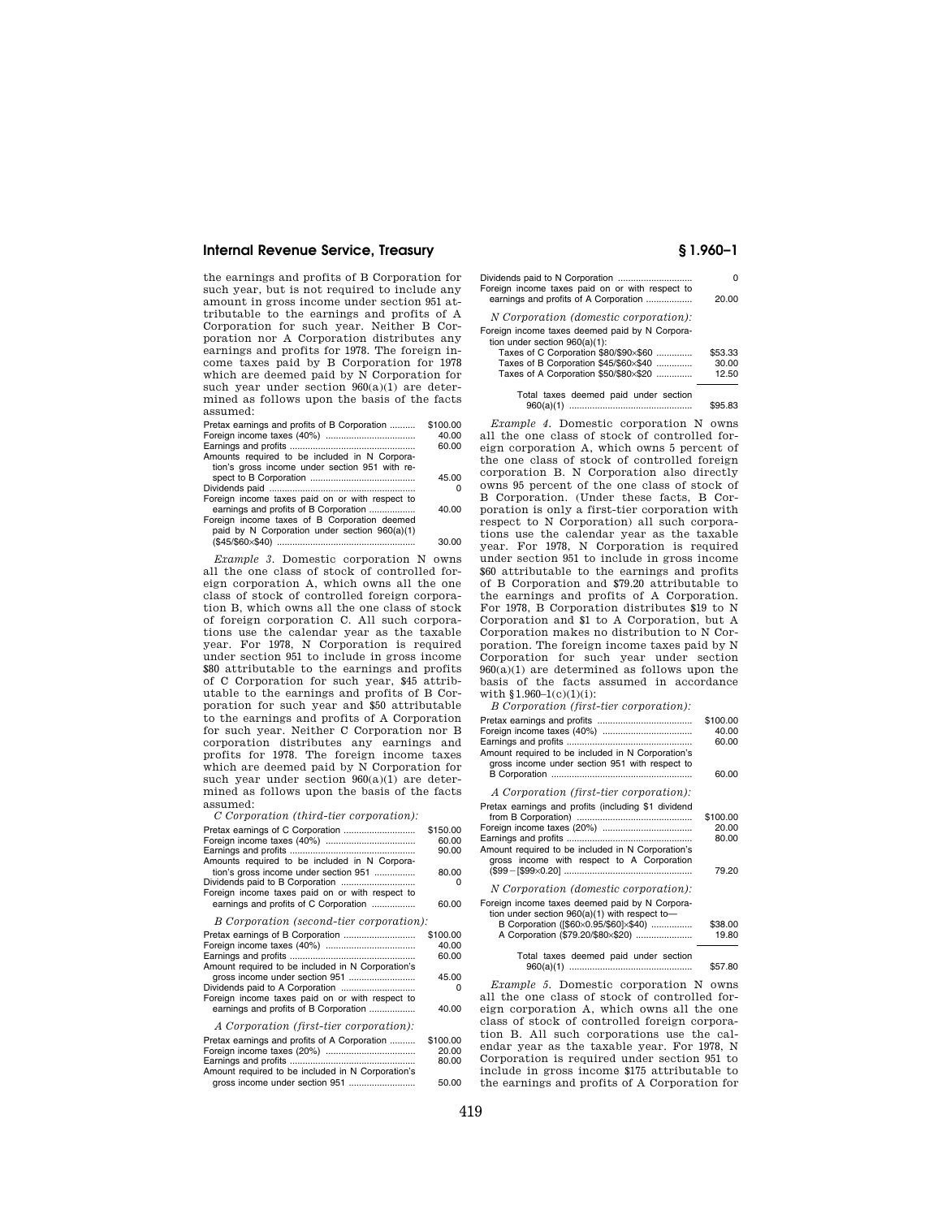the earnings and profits of B Corporation for such year, but is not required to include any amount in gross income under section 951 attributable to the earnings and profits of A Corporation for such year. Neither B Corporation nor A Corporation distributes any earnings and profits for 1978. The foreign income taxes paid by B Corporation for 1978 which are deemed paid by N Corporation for such year under section 960(a)(1) are determined as follows upon the basis of the facts assumed:

| | |
|---|---|
| Pretax earnings and profits of B Corporation | $100.00 |
| Foreign income taxes (40%) | 40.00 |
| Earnings and profits | 60.00 |
| Amounts required to be included in N Corporation's gross income under section 951 with respect to B Corporation | 45.00 |
| Dividends paid | 0 |
| Foreign income taxes paid on or with respect to earnings and profits of B Corporation | 40.00 |
| Foreign income taxes of B Corporation deemed paid by N Corporation under section 960(a)(1) ($45/$60×$40) | 30.00 |

*Example 3.* Domestic corporation N owns all the one class of stock of controlled foreign corporation A, which owns all the one class of stock of controlled foreign corporation B, which owns all the one class of stock of foreign corporation C. All such corporations use the calendar year as the taxable year. For 1978, N Corporation is required under section 951 to include in gross income $80 attributable to the earnings and profits of C Corporation for such year, $45 attributable to the earnings and profits of B Corporation for such year and $50 attributable to the earnings and profits of A Corporation for such year. Neither C Corporation nor B corporation distributes any earnings and profits for 1978. The foreign income taxes which are deemed paid by N Corporation for such year under section 960(a)(1) are determined as follows upon the basis of the facts assumed:

*C Corporation (third-tier corporation):*

| | |
|---|---|
| Pretax earnings of C Corporation | $150.00 |
| Foreign income taxes (40%) | 60.00 |
| Earnings and profits | 90.00 |
| Amounts required to be included in N Corporation's gross income under section 951 | 80.00 |
| Dividends paid to B Corporation | 0 |
| Foreign income taxes paid on or with respect to earnings and profits of C Corporation | 60.00 |

*B Corporation (second-tier corporation):*

| | |
|---|---|
| Pretax earnings of B Corporation | $100.00 |
| Foreign income taxes (40%) | 40.00 |
| Earnings and profits | 60.00 |
| Amount required to be included in N Corporation's gross income under section 951 | 45.00 |
| Dividends paid to A Corporation | 0 |
| Foreign income taxes paid on or with respect to earnings and profits of B Corporation | 40.00 |

*A Corporation (first-tier corporation):*

| | |
|---|---|
| Pretax earnings and profits of A Corporation | $100.00 |
| Foreign income taxes (20%) | 20.00 |
| Earnings and profits | 80.00 |
| Amount required to be included in N Corporation's gross income under section 951 | 50.00 |
| Dividends paid to N Corporation | 0 |
| Foreign income taxes paid on or with respect to earnings and profits of A Corporation | 20.00 |

*N Corporation (domestic corporation):*

| | |
|---|---|
| Foreign income taxes deemed paid by N Corporation under section 960(a)(1): | |
| Taxes of C Corporation $80/$90×$60 | $53.33 |
| Taxes of B Corporation $45/$60×$40 | 30.00 |
| Taxes of A Corporation $50/$80×$20 | 12.50 |
| Total taxes deemed paid under section 960(a)(1) | $95.83 |

*Example 4.* Domestic corporation N owns all the one class of stock of controlled foreign corporation A, which owns 5 percent of the one class of stock of controlled foreign corporation B. N Corporation also directly owns 95 percent of the one class of stock of B Corporation. (Under these facts, B Corporation is only a first-tier corporation with respect to N Corporation) all such corporations use the calendar year as the taxable year. For 1978, N Corporation is required under section 951 to include in gross income $60 attributable to the earnings and profits of B Corporation and $79.20 attributable to the earnings and profits of A Corporation. For 1978, B Corporation distributes $19 to N Corporation and $1 to A Corporation, but A Corporation makes no distribution to N Corporation. The foreign income taxes paid by N Corporation for such year under section 960(a)(1) are determined as follows upon the basis of the facts assumed in accordance with §1.960–1(c)(1)(i):

*B Corporation (first-tier corporation):*

| | |
|---|---|
| Pretax earnings and profits | $100.00 |
| Foreign income taxes (40%) | 40.00 |
| Earnings and profits | 60.00 |
| Amount required to be included in N Corporation's gross income under section 951 with respect to B Corporation | 60.00 |

*A Corporation (first-tier corporation):*

| | |
|---|---|
| Pretax earnings and profits (including $1 dividend from B Corporation) | $100.00 |
| Foreign income taxes (20%) | 20.00 |
| Earnings and profits | 80.00 |
| Amount required to be included in N Corporation's gross income with respect to A Corporation ($99−[$99×0.20] | 79.20 |

*N Corporation (domestic corporation):*

| | |
|---|---|
| Foreign income taxes deemed paid by N Corporation under section 960(a)(1) with respect to— | |
| B Corporation ([$60×0.95/$60]×$40) | $38.00 |
| A Corporation ($79.20/$80×$20) | 19.80 |
| Total taxes deemed paid under section 960(a)(1) | $57.80 |

*Example 5.* Domestic corporation N owns all the one class of stock of controlled foreign corporation A, which owns all the one class of stock of controlled foreign corporation B. All such corporations use the calendar year as the taxable year. For 1978, N Corporation is required under section 951 to include in gross income $175 attributable to the earnings and profits of A Corporation for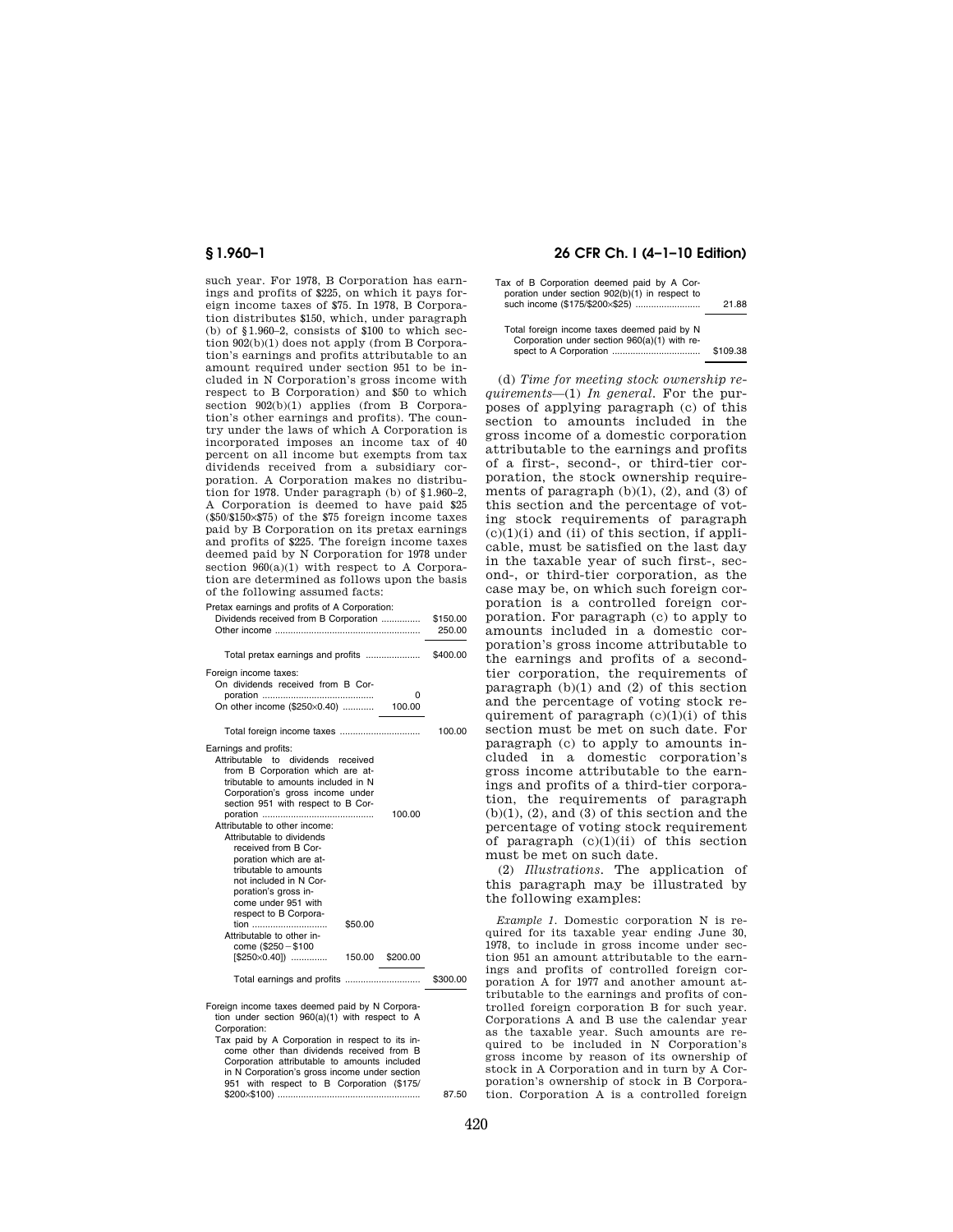such year. For 1978, B Corporation has earnings and profits of $225, on which it pays foreign income taxes of $75. In 1978, B Corporation distributes $150, which, under paragraph (b) of §1.960–2, consists of $100 to which section 902(b)(1) does not apply (from B Corporation's earnings and profits attributable to an amount required under section 951 to be included in N Corporation's gross income with respect to B Corporation) and $50 to which section 902(b)(1) applies (from B Corporation's other earnings and profits). The country under the laws of which A Corporation is incorporated imposes an income tax of 40 percent on all income but exempts from tax dividends received from a subsidiary corporation. A Corporation makes no distribution for 1978. Under paragraph (b) of §1.960–2, A Corporation is deemed to have paid $25 ($50/$150×$75) of the $75 foreign income taxes paid by B Corporation on its pretax earnings and profits of $225. The foreign income taxes deemed paid by N Corporation for 1978 under section 960(a)(1) with respect to A Corporation are determined as follows upon the basis of the following assumed facts:

| | | | |
|---|---|---|---|
| Pretax earnings and profits of A Corporation: | | | |
| Dividends received from B Corporation | | | $150.00 |
| Other income | | | 250.00 |
| Total pretax earnings and profits | | | $400.00 |
| Foreign income taxes: | | | |
| On dividends received from B Corporation | | 0 | |
| On other income ($250×0.40) | | 100.00 | |
| Total foreign income taxes | | | 100.00 |
| Earnings and profits: | | | |
| Attributable to dividends received from B Corporation which are attributable to amounts included in N Corporation's gross income under section 951 with respect to B Corporation | | 100.00 | |
| Attributable to other income: | | | |
| Attributable to dividends received from B Corporation which are attributable to amounts not included in N Corporation's gross income under 951 with respect to B Corporation | $50.00 | | |
| Attributable to other income ($250 − $100 [$250×0.40]) | 150.00 | $200.00 | |
| Total earnings and profits | | | $300.00 |

| | |
|---|---|
| Foreign income taxes deemed paid by N Corporation under section 960(a)(1) with respect to A Corporation: | |
| Tax paid by A Corporation in respect to its income other than dividends received from B Corporation attributable to amounts included in N Corporation's gross income under section 951 with respect to B Corporation ($175/$200×$100) | 87.50 |
| Tax of B Corporation deemed paid by A Corporation under section 902(b)(1) in respect to such income ($175/$200×$25) | 21.88 |
| Total foreign income taxes deemed paid by N Corporation under section 960(a)(1) with respect to A Corporation | $109.38 |

(d) *Time for meeting stock ownership requirements*—(1) *In general.* For the purposes of applying paragraph (c) of this section to amounts included in the gross income of a domestic corporation attributable to the earnings and profits of a first-, second-, or third-tier corporation, the stock ownership requirements of paragraph (b)(1), (2), and (3) of this section and the percentage of voting stock requirements of paragraph (c)(1)(i) and (ii) of this section, if applicable, must be satisfied on the last day in the taxable year of such first-, second-, or third-tier corporation, as the case may be, on which such foreign corporation is a controlled foreign corporation. For paragraph (c) to apply to amounts included in a domestic corporation's gross income attributable to the earnings and profits of a second-tier corporation, the requirements of paragraph (b)(1) and (2) of this section and the percentage of voting stock requirement of paragraph (c)(1)(i) of this section must be met on such date. For paragraph (c) to apply to amounts included in a domestic corporation's gross income attributable to the earnings and profits of a third-tier corporation, the requirements of paragraph (b)(1), (2), and (3) of this section and the percentage of voting stock requirement of paragraph (c)(1)(ii) of this section must be met on such date.

(2) *Illustrations.* The application of this paragraph may be illustrated by the following examples:

*Example 1.* Domestic corporation N is required for its taxable year ending June 30, 1978, to include in gross income under section 951 an amount attributable to the earnings and profits of controlled foreign corporation A for 1977 and another amount attributable to the earnings and profits of controlled foreign corporation B for such year. Corporations A and B use the calendar year as the taxable year. Such amounts are required to be included in N Corporation's gross income by reason of its ownership of stock in A Corporation and in turn by A Corporation's ownership of stock in B Corporation. Corporation A is a controlled foreign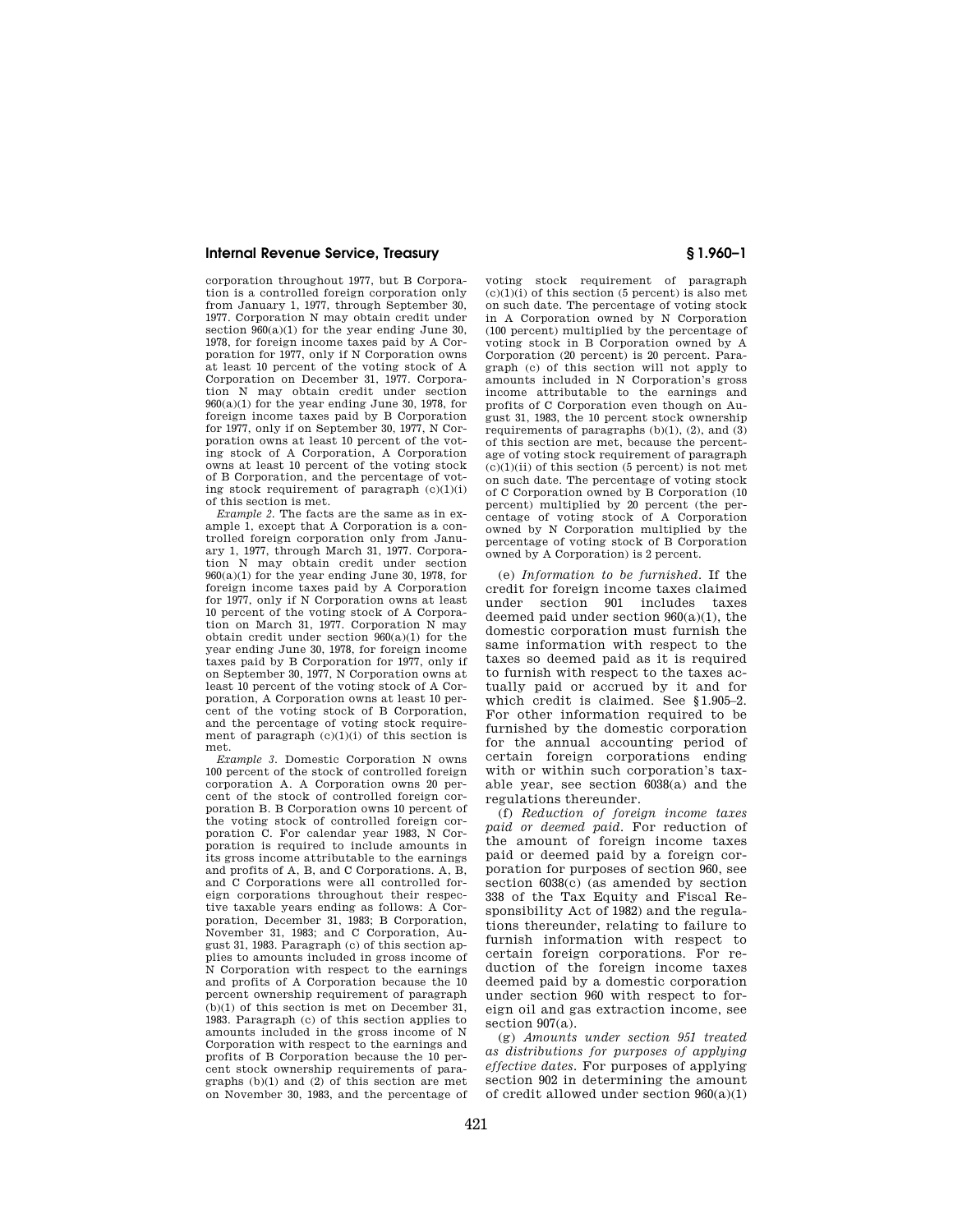corporation throughout 1977, but B Corporation is a controlled foreign corporation only from January 1, 1977, through September 30, 1977. Corporation N may obtain credit under section 960(a)(1) for the year ending June 30, 1978, for foreign income taxes paid by A Corporation for 1977, only if N Corporation owns at least 10 percent of the voting stock of A Corporation on December 31, 1977. Corporation N may obtain credit under section 960(a)(1) for the year ending June 30, 1978, for foreign income taxes paid by B Corporation for 1977, only if on September 30, 1977, N Corporation owns at least 10 percent of the voting stock of A Corporation, A Corporation owns at least 10 percent of the voting stock of B Corporation, and the percentage of voting stock requirement of paragraph (c)(1)(i) of this section is met.

*Example 2.* The facts are the same as in example 1, except that A Corporation is a controlled foreign corporation only from January 1, 1977, through March 31, 1977. Corporation N may obtain credit under section 960(a)(1) for the year ending June 30, 1978, for foreign income taxes paid by A Corporation for 1977, only if N Corporation owns at least 10 percent of the voting stock of A Corporation on March 31, 1977. Corporation N may obtain credit under section 960(a)(1) for the year ending June 30, 1978, for foreign income taxes paid by B Corporation for 1977, only if on September 30, 1977, N Corporation owns at least 10 percent of the voting stock of A Corporation, A Corporation owns at least 10 percent of the voting stock of B Corporation, and the percentage of voting stock requirement of paragraph (c)(1)(i) of this section is met.

*Example 3.* Domestic Corporation N owns 100 percent of the stock of controlled foreign corporation A. A Corporation owns 20 percent of the stock of controlled foreign corporation B. B Corporation owns 10 percent of the voting stock of controlled foreign corporation C. For calendar year 1983, N Corporation is required to include amounts in its gross income attributable to the earnings and profits of A, B, and C Corporations. A, B, and C Corporations were all controlled foreign corporations throughout their respective taxable years ending as follows: A Corporation, December 31, 1983; B Corporation, November 31, 1983; and C Corporation, August 31, 1983. Paragraph (c) of this section applies to amounts included in gross income of N Corporation with respect to the earnings and profits of A Corporation because the 10 percent ownership requirement of paragraph (b)(1) of this section is met on December 31, 1983. Paragraph (c) of this section applies to amounts included in the gross income of N Corporation with respect to the earnings and profits of B Corporation because the 10 percent stock ownership requirements of paragraphs (b)(1) and (2) of this section are met on November 30, 1983, and the percentage of voting stock requirement of paragraph (c)(1)(i) of this section (5 percent) is also met on such date. The percentage of voting stock in A Corporation owned by N Corporation (100 percent) multiplied by the percentage of voting stock in B Corporation owned by A Corporation (20 percent) is 20 percent. Paragraph (c) of this section will not apply to amounts included in N Corporation's gross income attributable to the earnings and profits of C Corporation even though on August 31, 1983, the 10 percent stock ownership requirements of paragraphs (b)(1), (2), and (3) of this section are met, because the percentage of voting stock requirement of paragraph (c)(1)(ii) of this section (5 percent) is not met on such date. The percentage of voting stock of C Corporation owned by B Corporation (10 percent) multiplied by 20 percent (the percentage of voting stock of A Corporation owned by N Corporation multiplied by the percentage of voting stock of B Corporation owned by A Corporation) is 2 percent.

(e) *Information to be furnished.* If the credit for foreign income taxes claimed under section 901 includes taxes deemed paid under section 960(a)(1), the domestic corporation must furnish the same information with respect to the taxes so deemed paid as it is required to furnish with respect to the taxes actually paid or accrued by it and for which credit is claimed. See §1.905–2. For other information required to be furnished by the domestic corporation for the annual accounting period of certain foreign corporations ending with or within such corporation's taxable year, see section 6038(a) and the regulations thereunder.

(f) *Reduction of foreign income taxes paid or deemed paid.* For reduction of the amount of foreign income taxes paid or deemed paid by a foreign corporation for purposes of section 960, see section 6038(c) (as amended by section 338 of the Tax Equity and Fiscal Responsibility Act of 1982) and the regulations thereunder, relating to failure to furnish information with respect to certain foreign corporations. For reduction of the foreign income taxes deemed paid by a domestic corporation under section 960 with respect to foreign oil and gas extraction income, see section 907(a).

(g) *Amounts under section 951 treated as distributions for purposes of applying effective dates.* For purposes of applying section 902 in determining the amount of credit allowed under section 960(a)(1)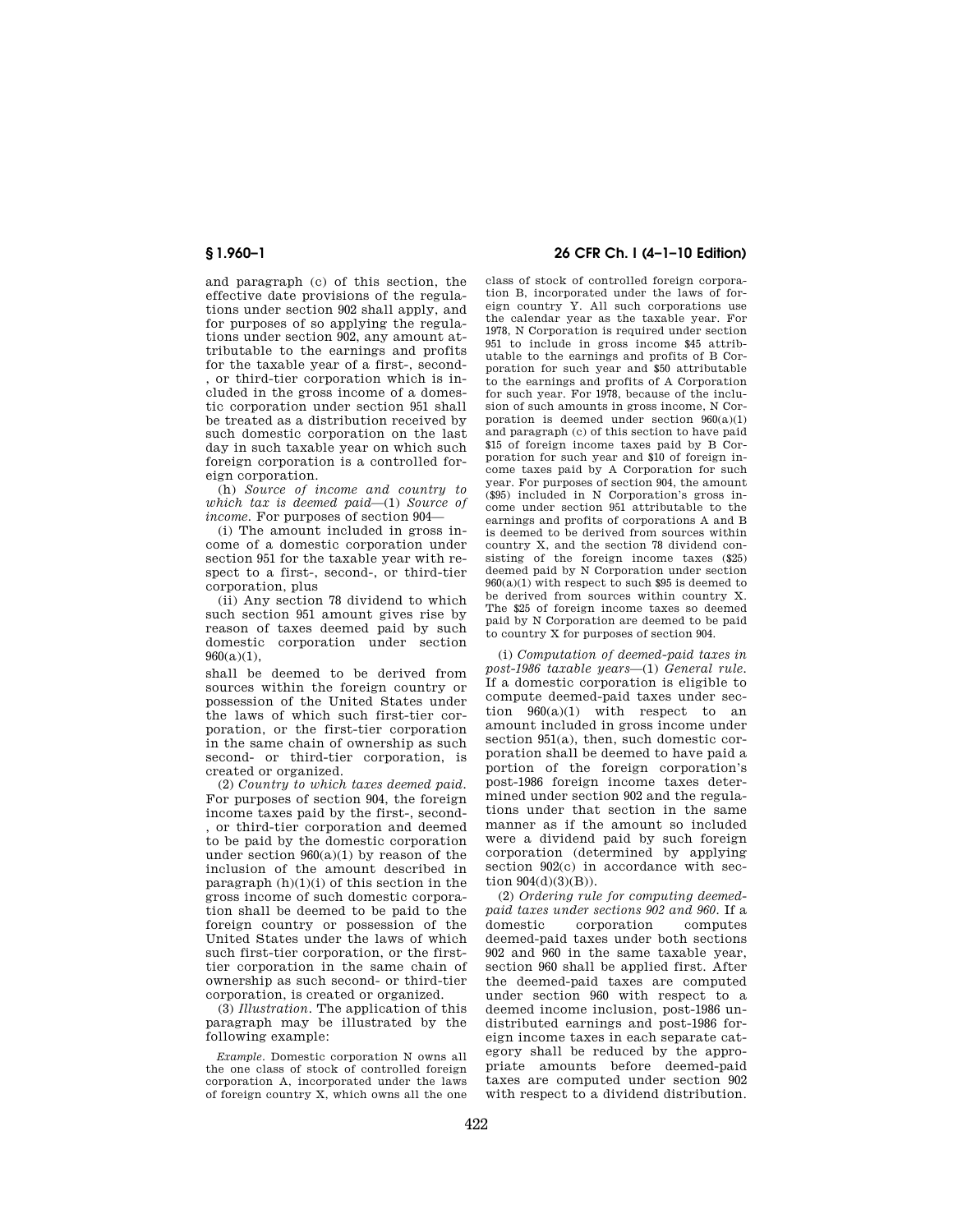and paragraph (c) of this section, the effective date provisions of the regulations under section 902 shall apply, and for purposes of so applying the regulations under section 902, any amount attributable to the earnings and profits for the taxable year of a first-, second-, or third-tier corporation which is included in the gross income of a domestic corporation under section 951 shall be treated as a distribution received by such domestic corporation on the last day in such taxable year on which such foreign corporation is a controlled foreign corporation.

(h) *Source of income and country to which tax is deemed paid*—(1) *Source of income*. For purposes of section 904—

(i) The amount included in gross income of a domestic corporation under section 951 for the taxable year with respect to a first-, second-, or third-tier corporation, plus

(ii) Any section 78 dividend to which such section 951 amount gives rise by reason of taxes deemed paid by such domestic corporation under section 960(a)(1),

shall be deemed to be derived from sources within the foreign country or possession of the United States under the laws of which such first-tier corporation, or the first-tier corporation in the same chain of ownership as such second- or third-tier corporation, is created or organized.

(2) *Country to which taxes deemed paid*. For purposes of section 904, the foreign income taxes paid by the first-, second-, or third-tier corporation and deemed to be paid by the domestic corporation under section 960(a)(1) by reason of the inclusion of the amount described in paragraph (h)(1)(i) of this section in the gross income of such domestic corporation shall be deemed to be paid to the foreign country or possession of the United States under the laws of which such first-tier corporation, or the first-tier corporation in the same chain of ownership as such second- or third-tier corporation, is created or organized.

(3) *Illustration*. The application of this paragraph may be illustrated by the following example:

*Example*. Domestic corporation N owns all the one class of stock of controlled foreign corporation A, incorporated under the laws of foreign country X, which owns all the one class of stock of controlled foreign corporation B, incorporated under the laws of foreign country Y. All such corporations use the calendar year as the taxable year. For 1978, N Corporation is required under section 951 to include in gross income $45 attributable to the earnings and profits of B Corporation for such year and $50 attributable to the earnings and profits of A Corporation for such year. For 1978, because of the inclusion of such amounts in gross income, N Corporation is deemed under section 960(a)(1) and paragraph (c) of this section to have paid $15 of foreign income taxes paid by B Corporation for such year and $10 of foreign income taxes paid by A Corporation for such year. For purposes of section 904, the amount ($95) included in N Corporation's gross income under section 951 attributable to the earnings and profits of corporations A and B is deemed to be derived from sources within country X, and the section 78 dividend consisting of the foreign income taxes ($25) deemed paid by N Corporation under section 960(a)(1) with respect to such $95 is deemed to be derived from sources within country X. The $25 of foreign income taxes so deemed paid by N Corporation are deemed to be paid to country X for purposes of section 904.

(i) *Computation of deemed-paid taxes in post-1986 taxable years*—(1) *General rule*. If a domestic corporation is eligible to compute deemed-paid taxes under section 960(a)(1) with respect to an amount included in gross income under section 951(a), then, such domestic corporation shall be deemed to have paid a portion of the foreign corporation's post-1986 foreign income taxes determined under section 902 and the regulations under that section in the same manner as if the amount so included were a dividend paid by such foreign corporation (determined by applying section 902(c) in accordance with section 904(d)(3)(B)).

(2) *Ordering rule for computing deemed-paid taxes under sections 902 and 960*. If a domestic corporation computes deemed-paid taxes under both sections 902 and 960 in the same taxable year, section 960 shall be applied first. After the deemed-paid taxes are computed under section 960 with respect to a deemed income inclusion, post-1986 undistributed earnings and post-1986 foreign income taxes in each separate category shall be reduced by the appropriate amounts before deemed-paid taxes are computed under section 902 with respect to a dividend distribution.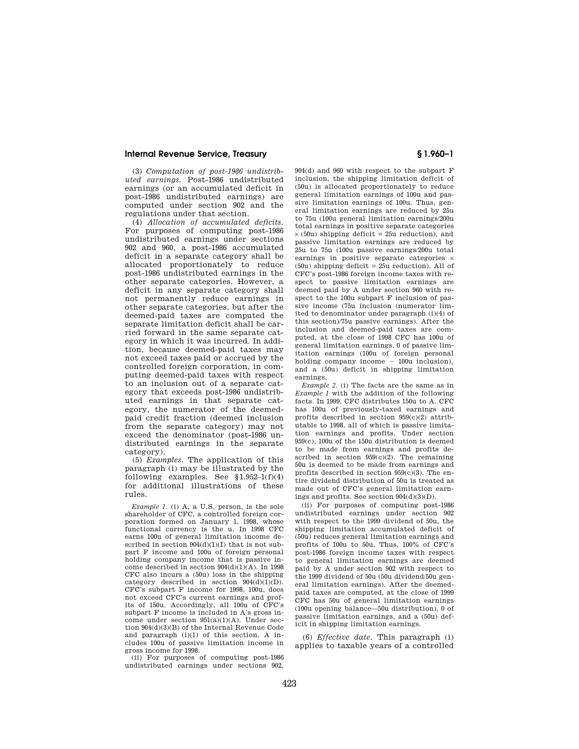(3) *Computation of post-1986 undistributed earnings.* Post-1986 undistributed earnings (or an accumulated deficit in post-1986 undistributed earnings) are computed under section 902 and the regulations under that section.

(4) *Allocation of accumulated deficits.* For purposes of computing post-1986 undistributed earnings under sections 902 and 960, a post-1986 accumulated deficit in a separate category shall be allocated proportionately to reduce post-1986 undistributed earnings in the other separate categories. However, a deficit in any separate category shall not permanently reduce earnings in other separate categories, but after the deemed-paid taxes are computed the separate limitation deficit shall be carried forward in the same separate category in which it was incurred. In addition, because deemed-paid taxes may not exceed taxes paid or accrued by the controlled foreign corporation, in computing deemed-paid taxes with respect to an inclusion out of a separate category that exceeds post-1986 undistributed earnings in that separate category, the numerator of the deemed-paid credit fraction (deemed inclusion from the separate category) may not exceed the denominator (post-1986 undistributed earnings in the separate category).

(5) *Examples.* The application of this paragraph (i) may be illustrated by the following examples. See §1.952–1(f)(4) for additional illustrations of these rules.

*Example 1.* (i) A, a U.S. person, is the sole shareholder of CFC, a controlled foreign corporation formed on January 1, 1998, whose functional currency is the u. In 1998 CFC earns 100u of general limitation income described in section 904(d)(1)(I) that is not subpart F income and 100u of foreign personal holding company income that is passive income described in section 904(d)(1)(A). In 1998 CFC also incurs a (50u) loss in the shipping category described in section 904(d)(1)(D). CFC's subpart F income for 1998, 100u, does not exceed CFC's current earnings and profits of 150u. Accordingly, all 100u of CFC's subpart F income is included in A's gross income under section 951(a)(1)(A). Under section 904(d)(3)(B) of the Internal Revenue Code and paragraph (i)(1) of this section, A includes 100u of passive limitation income in gross income for 1998.

(ii) For purposes of computing post-1986 undistributed earnings under sections 902, 904(d) and 960 with respect to the subpart F inclusion, the shipping limitation deficit of (50u) is allocated proportionately to reduce general limitation earnings of 100u and passive limitation earnings of 100u. Thus, general limitation earnings are reduced by 25u to 75u (100u general limitation earnings/200u total earnings in positive separate categories × (50u) shipping deficit = 25u reduction), and passive limitation earnings are reduced by 25u to 75u (100u passive earnings/200u total earnings in positive separate categories × (50u) shipping deficit = 25u reduction). All of CFC's post-1986 foreign income taxes with respect to passive limitation earnings are deemed paid by A under section 960 with respect to the 100u subpart F inclusion of passive income (75u inclusion (numerator limited to denominator under paragraph (i)(4) of this section)/75u passive earnings). After the inclusion and deemed-paid taxes are computed, at the close of 1998 CFC has 100u of general limitation earnings, 0 of passive limitation earnings (100u of foreign personal holding company income − 100u inclusion), and a (50u) deficit in shipping limitation earnings.

*Example 2.* (i) The facts are the same as in *Example 1* with the addition of the following facts. In 1999, CFC distributes 150u to A. CFC has 100u of previously-taxed earnings and profits described in section 959(c)(2) attributable to 1998, all of which is passive limitation earnings and profits. Under section 959(c), 100u of the 150u distribution is deemed to be made from earnings and profits described in section 959(c)(2). The remaining 50u is deemed to be made from earnings and profits described in section 959(c)(3). The entire dividend distribution of 50u is treated as made out of CFC's general limitation earnings and profits. See section 904(d)(3)(D).

(ii) For purposes of computing post-1986 undistributed earnings under section 902 with respect to the 1999 dividend of 50u, the shipping limitation accumulated deficit of (50u) reduces general limitation earnings and profits of 100u to 50u. Thus, 100% of CFC's post-1986 foreign income taxes with respect to general limitation earnings are deemed paid by A under section 902 with respect to the 1999 dividend of 50u (50u dividend/50u general limitation earnings). After the deemed-paid taxes are computed, at the close of 1999 CFC has 50u of general limitation earnings (100u opening balance—50u distribution), 0 of passive limitation earnings, and a (50u) deficit in shipping limitation earnings.

(6) *Effective date.* This paragraph (i) applies to taxable years of a controlled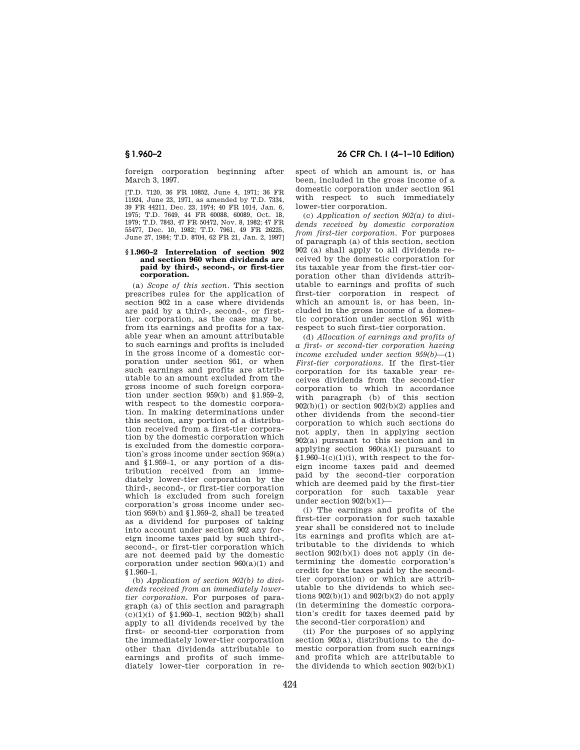foreign corporation beginning after March 3, 1997.

[T.D. 7120, 36 FR 10852, June 4, 1971; 36 FR 11924, June 23, 1971, as amended by T.D. 7334, 39 FR 44211, Dec. 23, 1974; 40 FR 1014, Jan. 6, 1975; T.D. 7649, 44 FR 60088, 60089, Oct. 18, 1979; T.D. 7843, 47 FR 50472, Nov. 8, 1982; 47 FR 55477, Dec. 10, 1982; T.D. 7961, 49 FR 26225, June 27, 1984; T.D. 8704, 62 FR 21, Jan. 2, 1997]

### § 1.960–2 Interrelation of section 902 and section 960 when dividends are paid by third-, second-, or first-tier corporation.

(a) *Scope of this section.* This section prescribes rules for the application of section 902 in a case where dividends are paid by a third-, second-, or first-tier corporation, as the case may be, from its earnings and profits for a taxable year when an amount attributable to such earnings and profits is included in the gross income of a domestic corporation under section 951, or when such earnings and profits are attributable to an amount excluded from the gross income of such foreign corporation under section 959(b) and §1.959–2, with respect to the domestic corporation. In making determinations under this section, any portion of a distribution received from a first-tier corporation by the domestic corporation which is excluded from the domestic corporation's gross income under section 959(a) and §1.959–1, or any portion of a distribution received from an immediately lower-tier corporation by the third-, second-, or first-tier corporation which is excluded from such foreign corporation's gross income under section 959(b) and §1.959–2, shall be treated as a dividend for purposes of taking into account under section 902 any foreign income taxes paid by such third-, second-, or first-tier corporation which are not deemed paid by the domestic corporation under section 960(a)(1) and §1.960–1.

(b) *Application of section 902(b) to dividends received from an immediately lower-tier corporation.* For purposes of paragraph (a) of this section and paragraph (c)(1)(i) of §1.960–1, section 902(b) shall apply to all dividends received by the first- or second-tier corporation from the immediately lower-tier corporation other than dividends attributable to earnings and profits of such immediately lower-tier corporation in respect of which an amount is, or has been, included in the gross income of a domestic corporation under section 951 with respect to such immediately lower-tier corporation.

(c) *Application of section 902(a) to dividends received by domestic corporation from first-tier corporation.* For purposes of paragraph (a) of this section, section 902 (a) shall apply to all dividends received by the domestic corporation for its taxable year from the first-tier corporation other than dividends attributable to earnings and profits of such first-tier corporation in respect of which an amount is, or has been, included in the gross income of a domestic corporation under section 951 with respect to such first-tier corporation.

(d) *Allocation of earnings and profits of a first- or second-tier corporation having income excluded under section 959(b)*—(1) *First-tier corporations.* If the first-tier corporation for its taxable year receives dividends from the second-tier corporation to which in accordance with paragraph (b) of this section 902(b)(1) or section 902(b)(2) applies and other dividends from the second-tier corporation to which such sections do not apply, then in applying section 902(a) pursuant to this section and in applying section 960(a)(1) pursuant to §1.960–1(c)(1)(i), with respect to the foreign income taxes paid and deemed paid by the second-tier corporation which are deemed paid by the first-tier corporation for such taxable year under section 902(b)(1)—

(i) The earnings and profits of the first-tier corporation for such taxable year shall be considered not to include its earnings and profits which are attributable to the dividends to which section 902(b)(1) does not apply (in determining the domestic corporation's credit for the taxes paid by the second-tier corporation) or which are attributable to the dividends to which sections 902(b)(1) and 902(b)(2) do not apply (in determining the domestic corporation's credit for taxes deemed paid by the second-tier corporation) and

(ii) For the purposes of so applying section 902(a), distributions to the domestic corporation from such earnings and profits which are attributable to the dividends to which section 902(b)(1)